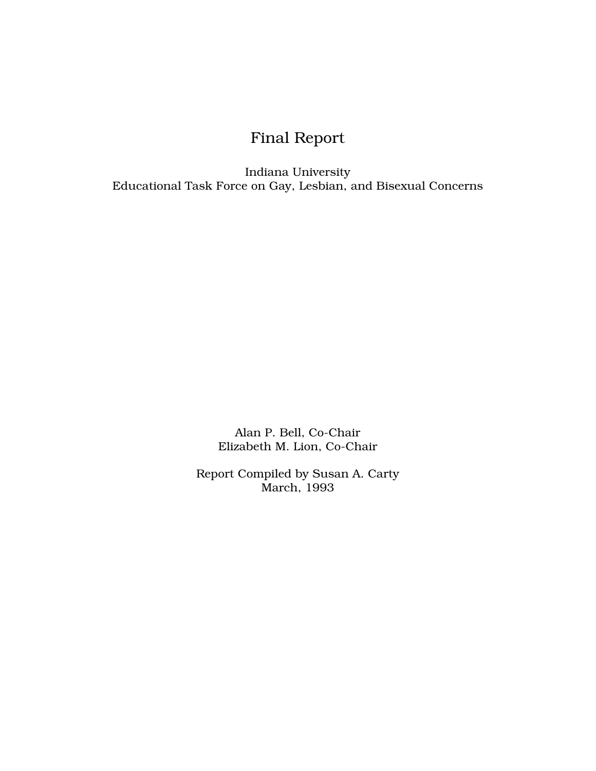# Final Report

Indiana University
Educational Task Force on Gay, Lesbian, and Bisexual Concerns

Alan P. Bell, Co-Chair
Elizabeth M. Lion, Co-Chair

Report Compiled by Susan A. Carty
March, 1993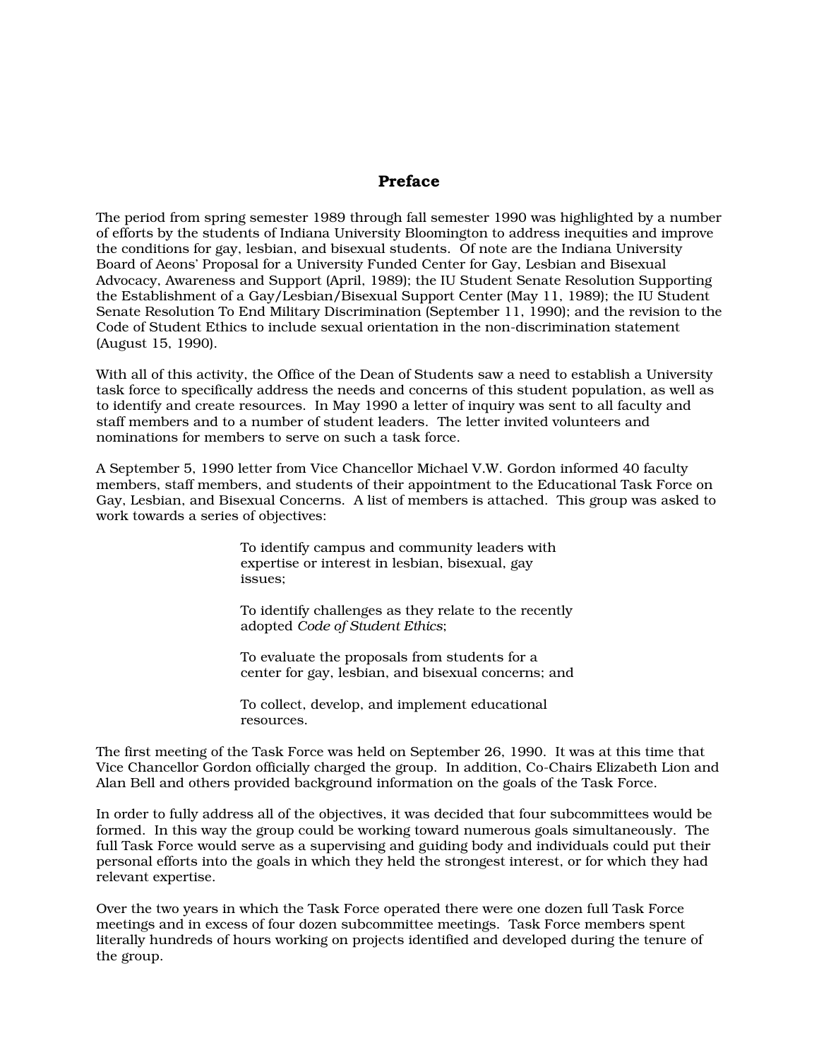## Preface

The period from spring semester 1989 through fall semester 1990 was highlighted by a number of efforts by the students of Indiana University Bloomington to address inequities and improve the conditions for gay, lesbian, and bisexual students. Of note are the Indiana University Board of Aeons' Proposal for a University Funded Center for Gay, Lesbian and Bisexual Advocacy, Awareness and Support (April, 1989); the IU Student Senate Resolution Supporting the Establishment of a Gay/Lesbian/Bisexual Support Center (May 11, 1989); the IU Student Senate Resolution To End Military Discrimination (September 11, 1990); and the revision to the Code of Student Ethics to include sexual orientation in the non-discrimination statement (August 15, 1990).

With all of this activity, the Office of the Dean of Students saw a need to establish a University task force to specifically address the needs and concerns of this student population, as well as to identify and create resources. In May 1990 a letter of inquiry was sent to all faculty and staff members and to a number of student leaders. The letter invited volunteers and nominations for members to serve on such a task force.

A September 5, 1990 letter from Vice Chancellor Michael V.W. Gordon informed 40 faculty members, staff members, and students of their appointment to the Educational Task Force on Gay, Lesbian, and Bisexual Concerns. A list of members is attached. This group was asked to work towards a series of objectives:

> To identify campus and community leaders with expertise or interest in lesbian, bisexual, gay issues;
>
> To identify challenges as they relate to the recently adopted *Code of Student Ethics*;
>
> To evaluate the proposals from students for a center for gay, lesbian, and bisexual concerns; and
>
> To collect, develop, and implement educational resources.

The first meeting of the Task Force was held on September 26, 1990. It was at this time that Vice Chancellor Gordon officially charged the group. In addition, Co-Chairs Elizabeth Lion and Alan Bell and others provided background information on the goals of the Task Force.

In order to fully address all of the objectives, it was decided that four subcommittees would be formed. In this way the group could be working toward numerous goals simultaneously. The full Task Force would serve as a supervising and guiding body and individuals could put their personal efforts into the goals in which they held the strongest interest, or for which they had relevant expertise.

Over the two years in which the Task Force operated there were one dozen full Task Force meetings and in excess of four dozen subcommittee meetings. Task Force members spent literally hundreds of hours working on projects identified and developed during the tenure of the group.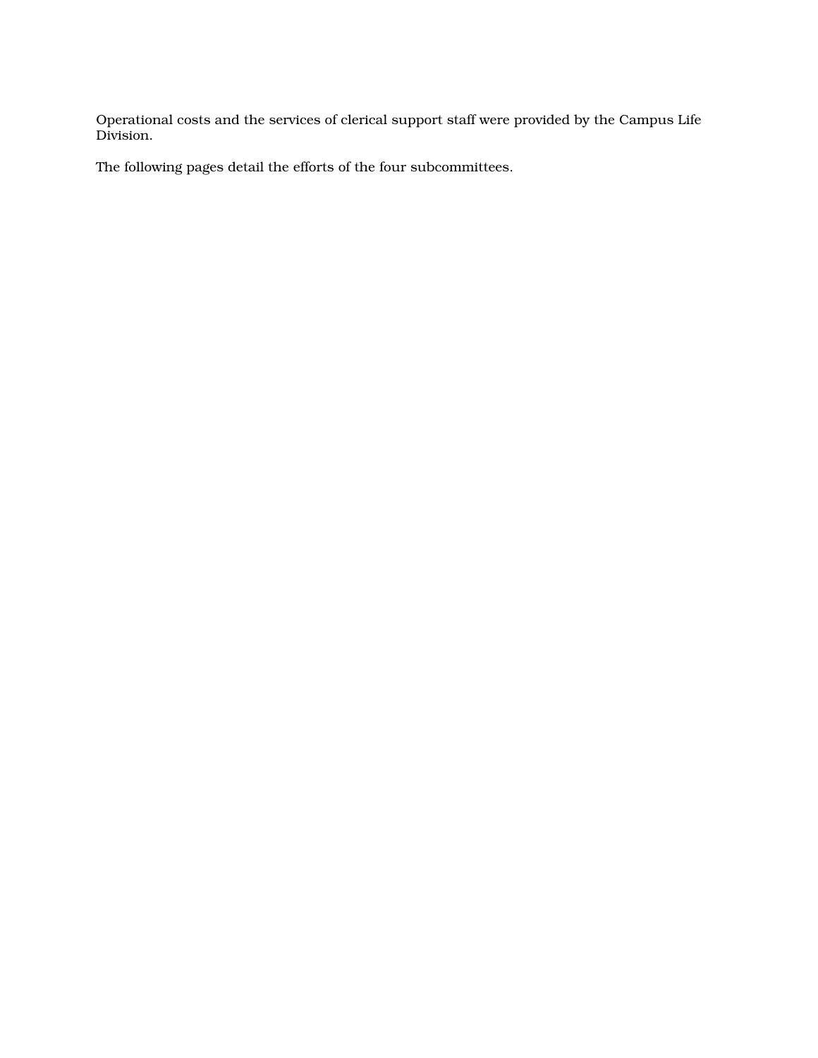Operational costs and the services of clerical support staff were provided by the Campus Life Division.

The following pages detail the efforts of the four subcommittees.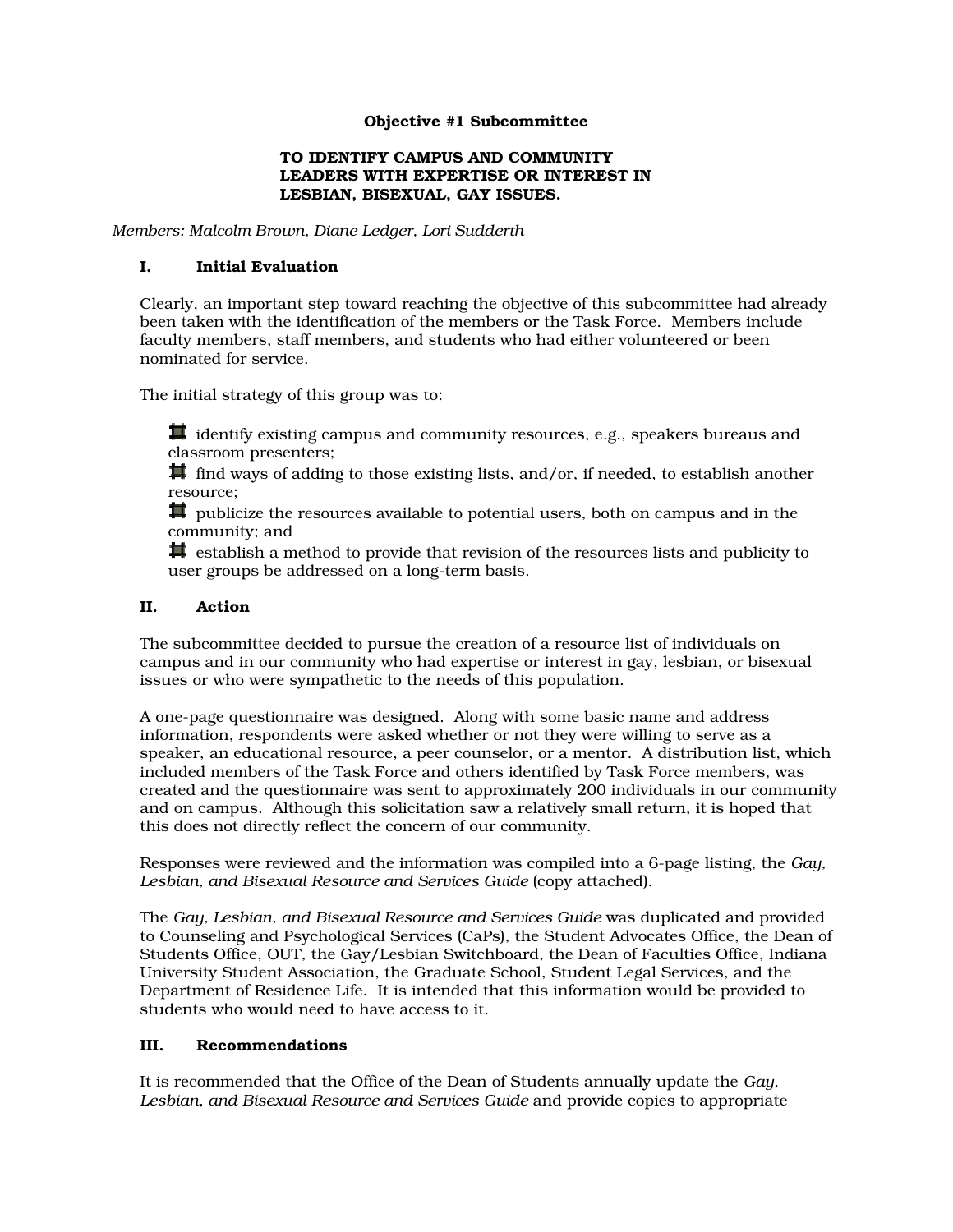**Objective #1 Subcommittee**

**TO IDENTIFY CAMPUS AND COMMUNITY LEADERS WITH EXPERTISE OR INTEREST IN LESBIAN, BISEXUAL, GAY ISSUES.**

*Members: Malcolm Brown, Diane Ledger, Lori Sudderth*

## I. Initial Evaluation

Clearly, an important step toward reaching the objective of this subcommittee had already been taken with the identification of the members or the Task Force. Members include faculty members, staff members, and students who had either volunteered or been nominated for service.

The initial strategy of this group was to:

- identify existing campus and community resources, e.g., speakers bureaus and classroom presenters;
- find ways of adding to those existing lists, and/or, if needed, to establish another resource;
- publicize the resources available to potential users, both on campus and in the community; and
- establish a method to provide that revision of the resources lists and publicity to user groups be addressed on a long-term basis.

## II. Action

The subcommittee decided to pursue the creation of a resource list of individuals on campus and in our community who had expertise or interest in gay, lesbian, or bisexual issues or who were sympathetic to the needs of this population.

A one-page questionnaire was designed. Along with some basic name and address information, respondents were asked whether or not they were willing to serve as a speaker, an educational resource, a peer counselor, or a mentor. A distribution list, which included members of the Task Force and others identified by Task Force members, was created and the questionnaire was sent to approximately 200 individuals in our community and on campus. Although this solicitation saw a relatively small return, it is hoped that this does not directly reflect the concern of our community.

Responses were reviewed and the information was compiled into a 6-page listing, the *Gay, Lesbian, and Bisexual Resource and Services Guide* (copy attached).

The *Gay, Lesbian, and Bisexual Resource and Services Guide* was duplicated and provided to Counseling and Psychological Services (CaPs), the Student Advocates Office, the Dean of Students Office, OUT, the Gay/Lesbian Switchboard, the Dean of Faculties Office, Indiana University Student Association, the Graduate School, Student Legal Services, and the Department of Residence Life. It is intended that this information would be provided to students who would need to have access to it.

## III. Recommendations

It is recommended that the Office of the Dean of Students annually update the *Gay, Lesbian, and Bisexual Resource and Services Guide* and provide copies to appropriate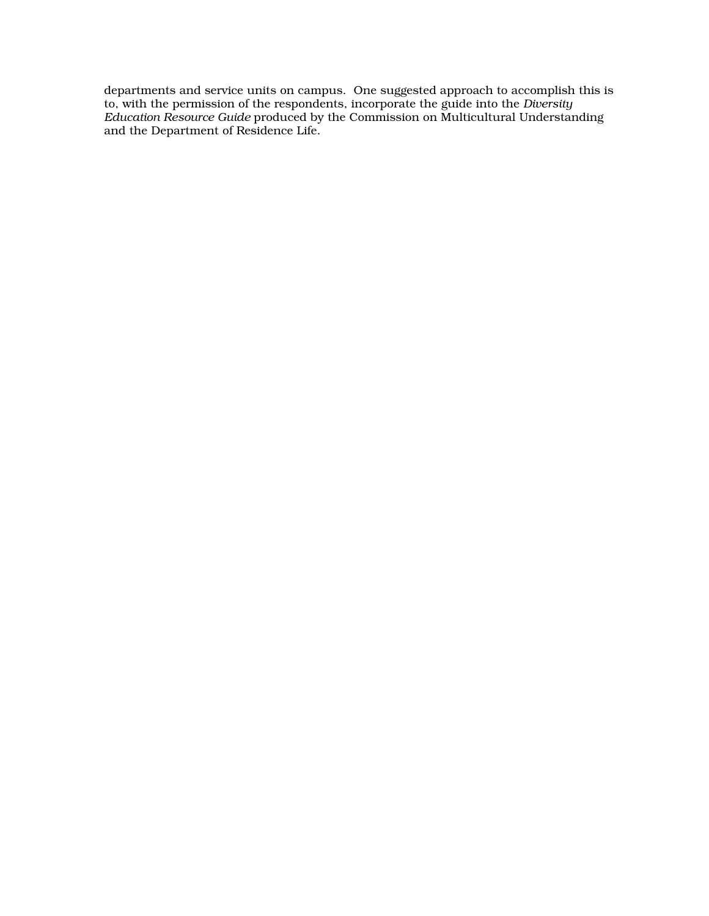departments and service units on campus.  One suggested approach to accomplish this is to, with the permission of the respondents, incorporate the guide into the *Diversity Education Resource Guide* produced by the Commission on Multicultural Understanding and the Department of Residence Life.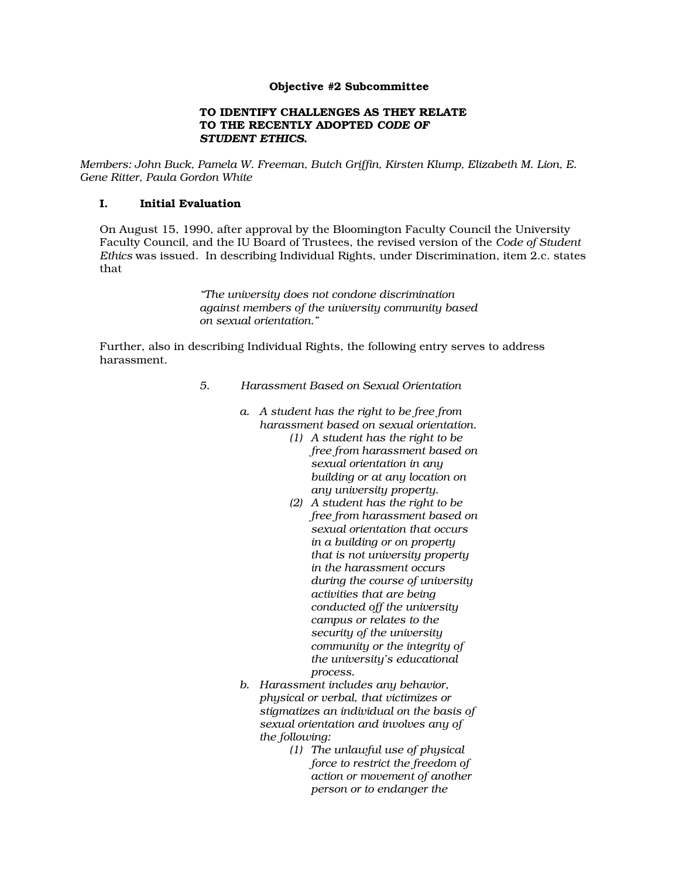**Objective #2 Subcommittee**

**TO IDENTIFY CHALLENGES AS THEY RELATE TO THE RECENTLY ADOPTED *CODE OF STUDENT ETHICS*.**

*Members: John Buck, Pamela W. Freeman, Butch Griffin, Kirsten Klump, Elizabeth M. Lion, E. Gene Ritter, Paula Gordon White*

## I. Initial Evaluation

On August 15, 1990, after approval by the Bloomington Faculty Council the University Faculty Council, and the IU Board of Trustees, the revised version of the *Code of Student Ethics* was issued. In describing Individual Rights, under Discrimination, item 2.c. states that

> *"The university does not condone discrimination against members of the university community based on sexual orientation."*

Further, also in describing Individual Rights, the following entry serves to address harassment.

> *5. Harassment Based on Sexual Orientation*
>
> *a. A student has the right to be free from harassment based on sexual orientation.*
> *(1) A student has the right to be free from harassment based on sexual orientation in any building or at any location on any university property.*
> *(2) A student has the right to be free from harassment based on sexual orientation that occurs in a building or on property that is not university property in the harassment occurs during the course of university activities that are being conducted off the university campus or relates to the security of the university community or the integrity of the university's educational process.*
>
> *b. Harassment includes any behavior, physical or verbal, that victimizes or stigmatizes an individual on the basis of sexual orientation and involves any of the following:*
> *(1) The unlawful use of physical force to restrict the freedom of action or movement of another person or to endanger the*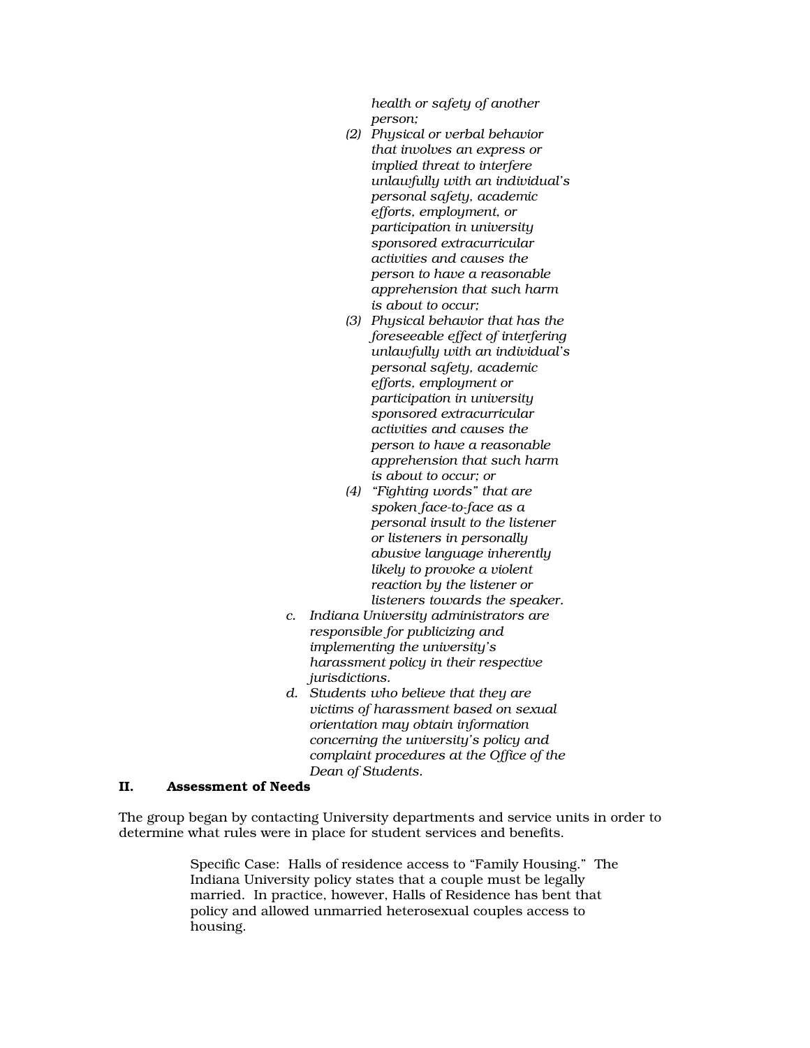*health or safety of another person;*

*(2) Physical or verbal behavior that involves an express or implied threat to interfere unlawfully with an individual's personal safety, academic efforts, employment, or participation in university sponsored extracurricular activities and causes the person to have a reasonable apprehension that such harm is about to occur;*

*(3) Physical behavior that has the foreseeable effect of interfering unlawfully with an individual's personal safety, academic efforts, employment or participation in university sponsored extracurricular activities and causes the person to have a reasonable apprehension that such harm is about to occur; or*

*(4) "Fighting words" that are spoken face-to-face as a personal insult to the listener or listeners in personally abusive language inherently likely to provoke a violent reaction by the listener or listeners towards the speaker.*

*c. Indiana University administrators are responsible for publicizing and implementing the university's harassment policy in their respective jurisdictions.*

*d. Students who believe that they are victims of harassment based on sexual orientation may obtain information concerning the university's policy and complaint procedures at the Office of the Dean of Students.*

## II. Assessment of Needs

The group began by contacting University departments and service units in order to determine what rules were in place for student services and benefits.

> Specific Case: Halls of residence access to "Family Housing." The Indiana University policy states that a couple must be legally married. In practice, however, Halls of Residence has bent that policy and allowed unmarried heterosexual couples access to housing.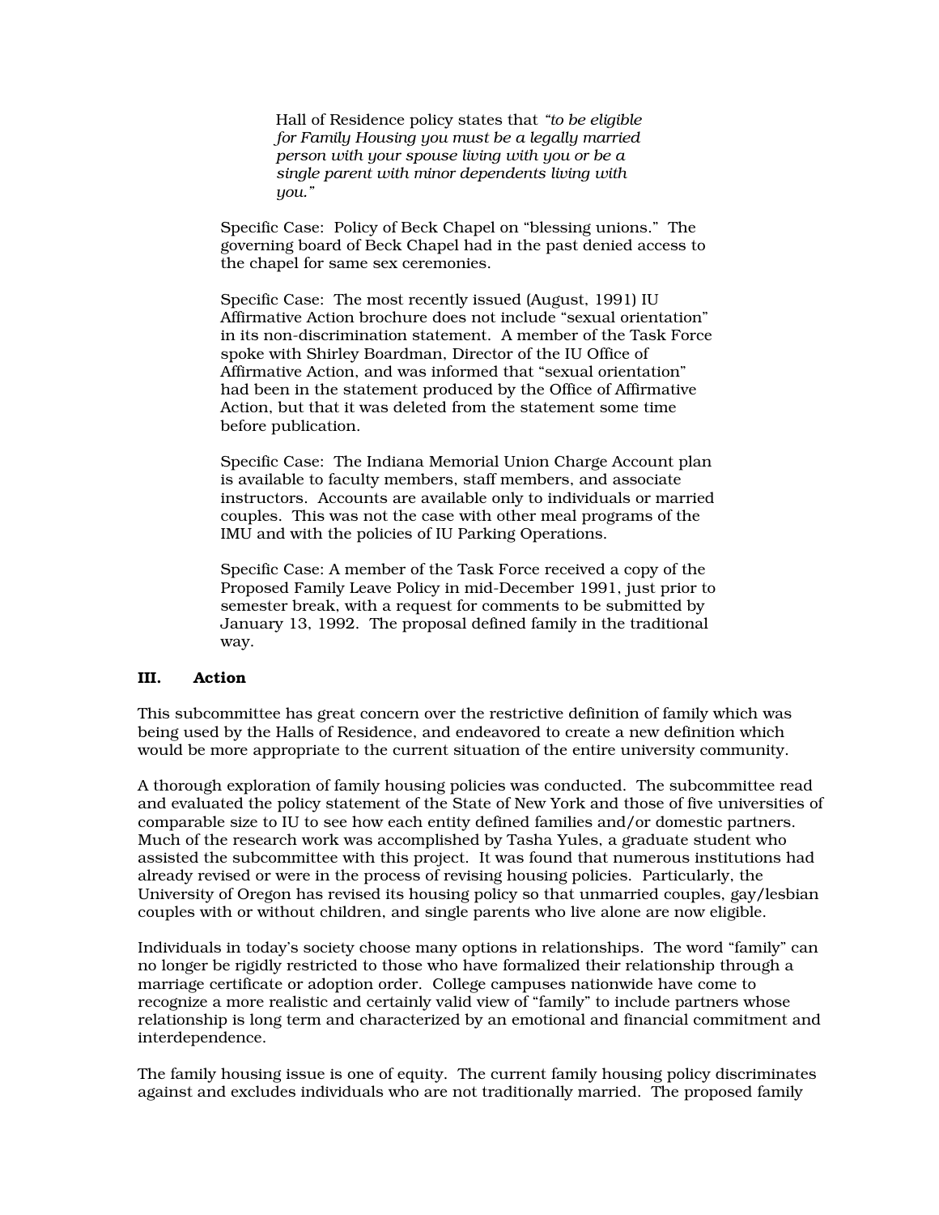Hall of Residence policy states that *"to be eligible for Family Housing you must be a legally married person with your spouse living with you or be a single parent with minor dependents living with you."*

Specific Case: Policy of Beck Chapel on "blessing unions." The governing board of Beck Chapel had in the past denied access to the chapel for same sex ceremonies.

Specific Case: The most recently issued (August, 1991) IU Affirmative Action brochure does not include "sexual orientation" in its non-discrimination statement. A member of the Task Force spoke with Shirley Boardman, Director of the IU Office of Affirmative Action, and was informed that "sexual orientation" had been in the statement produced by the Office of Affirmative Action, but that it was deleted from the statement some time before publication.

Specific Case: The Indiana Memorial Union Charge Account plan is available to faculty members, staff members, and associate instructors. Accounts are available only to individuals or married couples. This was not the case with other meal programs of the IMU and with the policies of IU Parking Operations.

Specific Case: A member of the Task Force received a copy of the Proposed Family Leave Policy in mid-December 1991, just prior to semester break, with a request for comments to be submitted by January 13, 1992. The proposal defined family in the traditional way.

## III. Action

This subcommittee has great concern over the restrictive definition of family which was being used by the Halls of Residence, and endeavored to create a new definition which would be more appropriate to the current situation of the entire university community.

A thorough exploration of family housing policies was conducted. The subcommittee read and evaluated the policy statement of the State of New York and those of five universities of comparable size to IU to see how each entity defined families and/or domestic partners. Much of the research work was accomplished by Tasha Yules, a graduate student who assisted the subcommittee with this project. It was found that numerous institutions had already revised or were in the process of revising housing policies. Particularly, the University of Oregon has revised its housing policy so that unmarried couples, gay/lesbian couples with or without children, and single parents who live alone are now eligible.

Individuals in today's society choose many options in relationships. The word "family" can no longer be rigidly restricted to those who have formalized their relationship through a marriage certificate or adoption order. College campuses nationwide have come to recognize a more realistic and certainly valid view of "family" to include partners whose relationship is long term and characterized by an emotional and financial commitment and interdependence.

The family housing issue is one of equity. The current family housing policy discriminates against and excludes individuals who are not traditionally married. The proposed family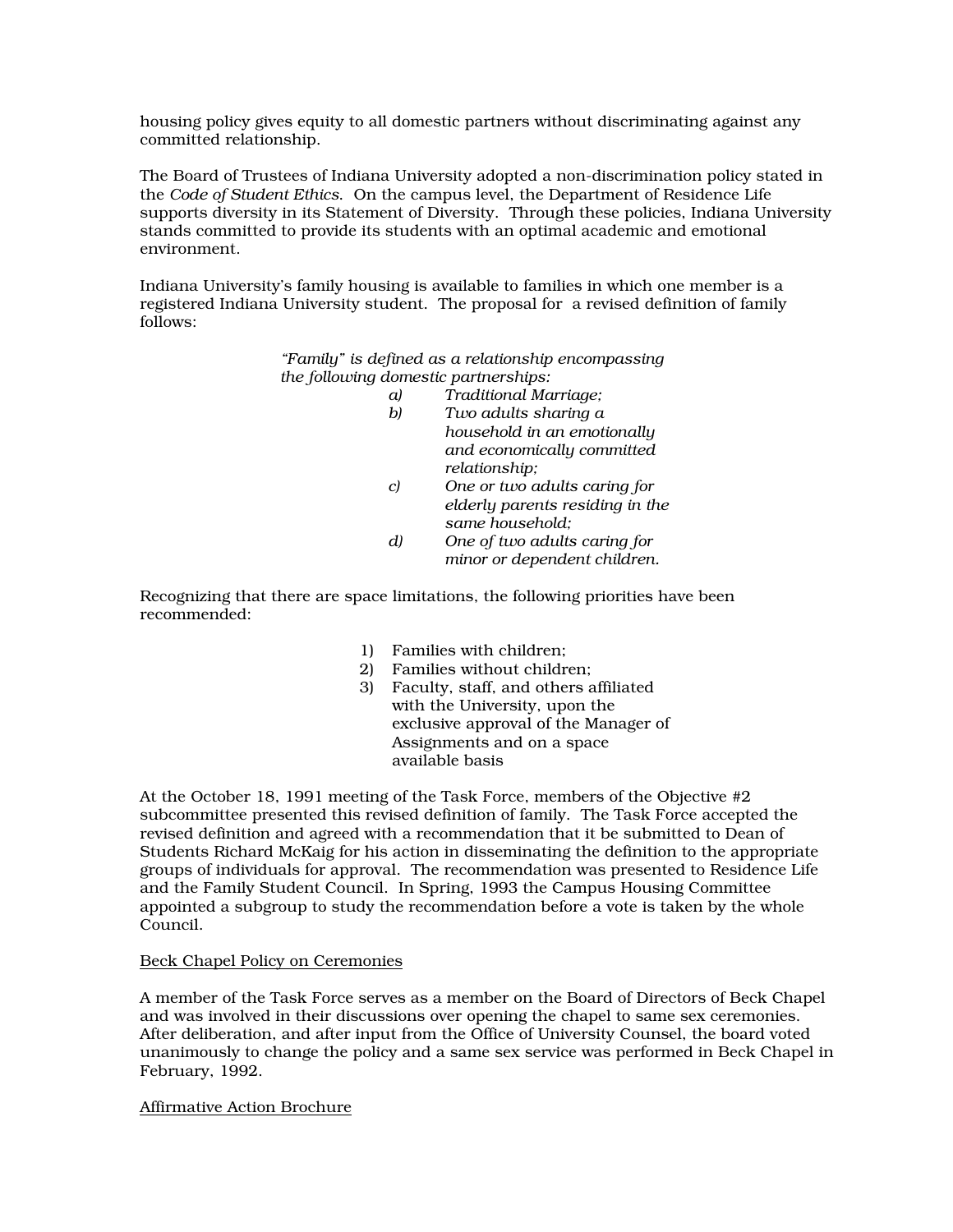housing policy gives equity to all domestic partners without discriminating against any committed relationship.

The Board of Trustees of Indiana University adopted a non-discrimination policy stated in the *Code of Student Ethics*. On the campus level, the Department of Residence Life supports diversity in its Statement of Diversity. Through these policies, Indiana University stands committed to provide its students with an optimal academic and emotional environment.

Indiana University's family housing is available to families in which one member is a registered Indiana University student. The proposal for a revised definition of family follows:

> *"Family" is defined as a relationship encompassing the following domestic partnerships:*
>
> *a) Traditional Marriage;*
>
> *b) Two adults sharing a household in an emotionally and economically committed relationship;*
>
> *c) One or two adults caring for elderly parents residing in the same household;*
>
> *d) One of two adults caring for minor or dependent children.*

Recognizing that there are space limitations, the following priorities have been recommended:

1) Families with children;
2) Families without children;
3) Faculty, staff, and others affiliated with the University, upon the exclusive approval of the Manager of Assignments and on a space available basis

At the October 18, 1991 meeting of the Task Force, members of the Objective #2 subcommittee presented this revised definition of family. The Task Force accepted the revised definition and agreed with a recommendation that it be submitted to Dean of Students Richard McKaig for his action in disseminating the definition to the appropriate groups of individuals for approval. The recommendation was presented to Residence Life and the Family Student Council. In Spring, 1993 the Campus Housing Committee appointed a subgroup to study the recommendation before a vote is taken by the whole Council.

<u>Beck Chapel Policy on Ceremonies</u>

A member of the Task Force serves as a member on the Board of Directors of Beck Chapel and was involved in their discussions over opening the chapel to same sex ceremonies. After deliberation, and after input from the Office of University Counsel, the board voted unanimously to change the policy and a same sex service was performed in Beck Chapel in February, 1992.

<u>Affirmative Action Brochure</u>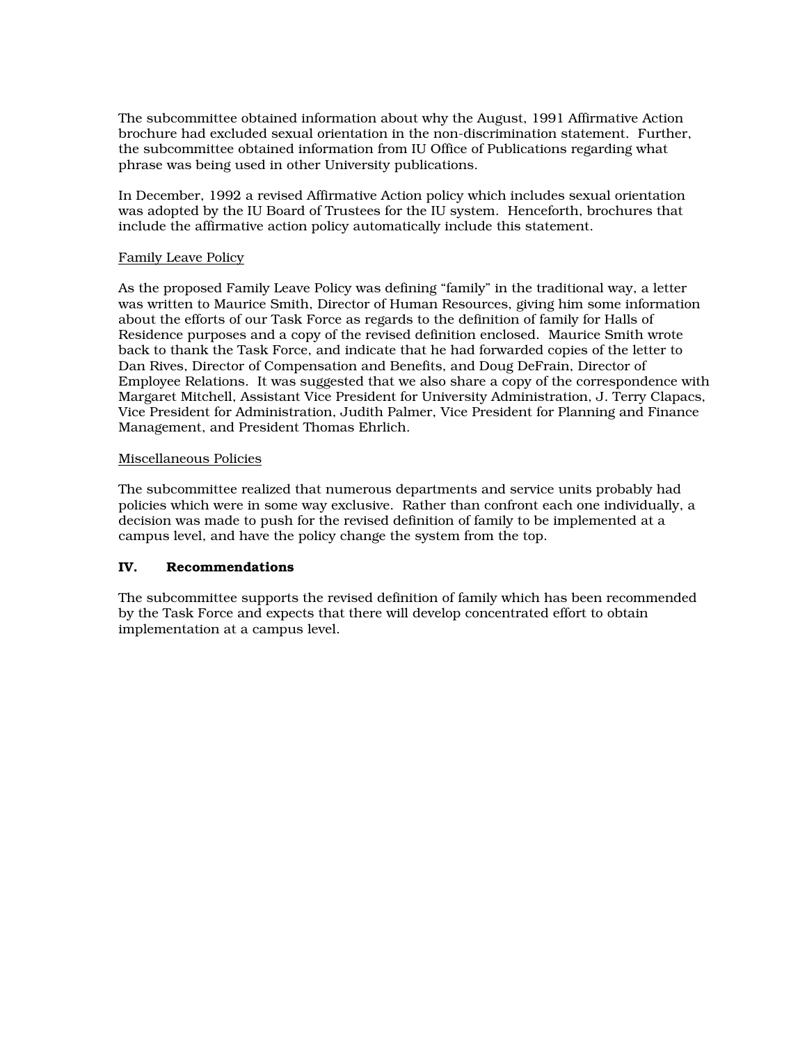The subcommittee obtained information about why the August, 1991 Affirmative Action brochure had excluded sexual orientation in the non-discrimination statement. Further, the subcommittee obtained information from IU Office of Publications regarding what phrase was being used in other University publications.

In December, 1992 a revised Affirmative Action policy which includes sexual orientation was adopted by the IU Board of Trustees for the IU system. Henceforth, brochures that include the affirmative action policy automatically include this statement.

<u>Family Leave Policy</u>

As the proposed Family Leave Policy was defining "family" in the traditional way, a letter was written to Maurice Smith, Director of Human Resources, giving him some information about the efforts of our Task Force as regards to the definition of family for Halls of Residence purposes and a copy of the revised definition enclosed. Maurice Smith wrote back to thank the Task Force, and indicate that he had forwarded copies of the letter to Dan Rives, Director of Compensation and Benefits, and Doug DeFrain, Director of Employee Relations. It was suggested that we also share a copy of the correspondence with Margaret Mitchell, Assistant Vice President for University Administration, J. Terry Clapacs, Vice President for Administration, Judith Palmer, Vice President for Planning and Finance Management, and President Thomas Ehrlich.

<u>Miscellaneous Policies</u>

The subcommittee realized that numerous departments and service units probably had policies which were in some way exclusive. Rather than confront each one individually, a decision was made to push for the revised definition of family to be implemented at a campus level, and have the policy change the system from the top.

## IV. Recommendations

The subcommittee supports the revised definition of family which has been recommended by the Task Force and expects that there will develop concentrated effort to obtain implementation at a campus level.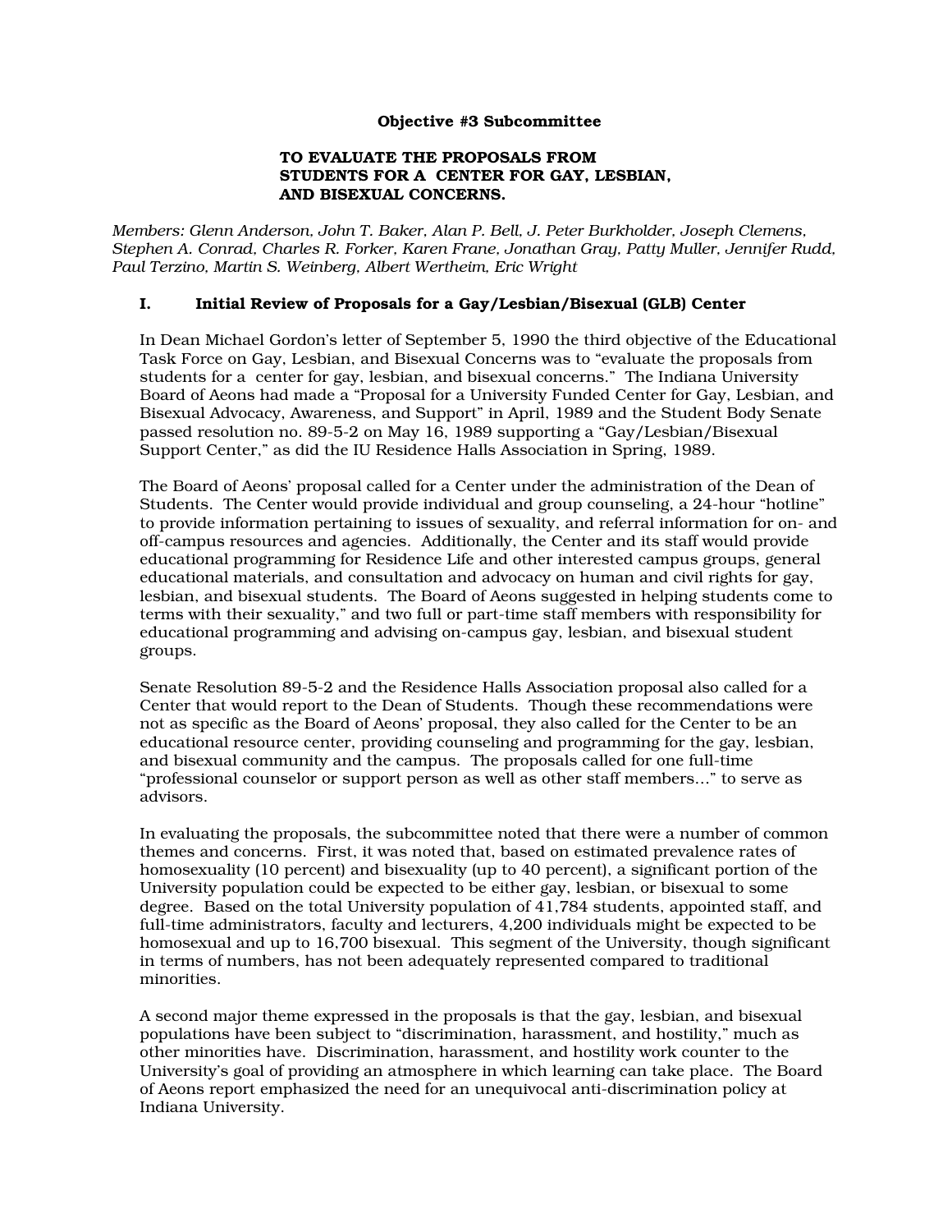**Objective #3 Subcommittee**

**TO EVALUATE THE PROPOSALS FROM STUDENTS FOR A CENTER FOR GAY, LESBIAN, AND BISEXUAL CONCERNS.**

*Members: Glenn Anderson, John T. Baker, Alan P. Bell, J. Peter Burkholder, Joseph Clemens, Stephen A. Conrad, Charles R. Forker, Karen Frane, Jonathan Gray, Patty Muller, Jennifer Rudd, Paul Terzino, Martin S. Weinberg, Albert Wertheim, Eric Wright*

## I. Initial Review of Proposals for a Gay/Lesbian/Bisexual (GLB) Center

In Dean Michael Gordon's letter of September 5, 1990 the third objective of the Educational Task Force on Gay, Lesbian, and Bisexual Concerns was to "evaluate the proposals from students for a center for gay, lesbian, and bisexual concerns." The Indiana University Board of Aeons had made a "Proposal for a University Funded Center for Gay, Lesbian, and Bisexual Advocacy, Awareness, and Support" in April, 1989 and the Student Body Senate passed resolution no. 89-5-2 on May 16, 1989 supporting a "Gay/Lesbian/Bisexual Support Center," as did the IU Residence Halls Association in Spring, 1989.

The Board of Aeons' proposal called for a Center under the administration of the Dean of Students. The Center would provide individual and group counseling, a 24-hour "hotline" to provide information pertaining to issues of sexuality, and referral information for on- and off-campus resources and agencies. Additionally, the Center and its staff would provide educational programming for Residence Life and other interested campus groups, general educational materials, and consultation and advocacy on human and civil rights for gay, lesbian, and bisexual students. The Board of Aeons suggested in helping students come to terms with their sexuality," and two full or part-time staff members with responsibility for educational programming and advising on-campus gay, lesbian, and bisexual student groups.

Senate Resolution 89-5-2 and the Residence Halls Association proposal also called for a Center that would report to the Dean of Students. Though these recommendations were not as specific as the Board of Aeons' proposal, they also called for the Center to be an educational resource center, providing counseling and programming for the gay, lesbian, and bisexual community and the campus. The proposals called for one full-time "professional counselor or support person as well as other staff members..." to serve as advisors.

In evaluating the proposals, the subcommittee noted that there were a number of common themes and concerns. First, it was noted that, based on estimated prevalence rates of homosexuality (10 percent) and bisexuality (up to 40 percent), a significant portion of the University population could be expected to be either gay, lesbian, or bisexual to some degree. Based on the total University population of 41,784 students, appointed staff, and full-time administrators, faculty and lecturers, 4,200 individuals might be expected to be homosexual and up to 16,700 bisexual. This segment of the University, though significant in terms of numbers, has not been adequately represented compared to traditional minorities.

A second major theme expressed in the proposals is that the gay, lesbian, and bisexual populations have been subject to "discrimination, harassment, and hostility," much as other minorities have. Discrimination, harassment, and hostility work counter to the University's goal of providing an atmosphere in which learning can take place. The Board of Aeons report emphasized the need for an unequivocal anti-discrimination policy at Indiana University.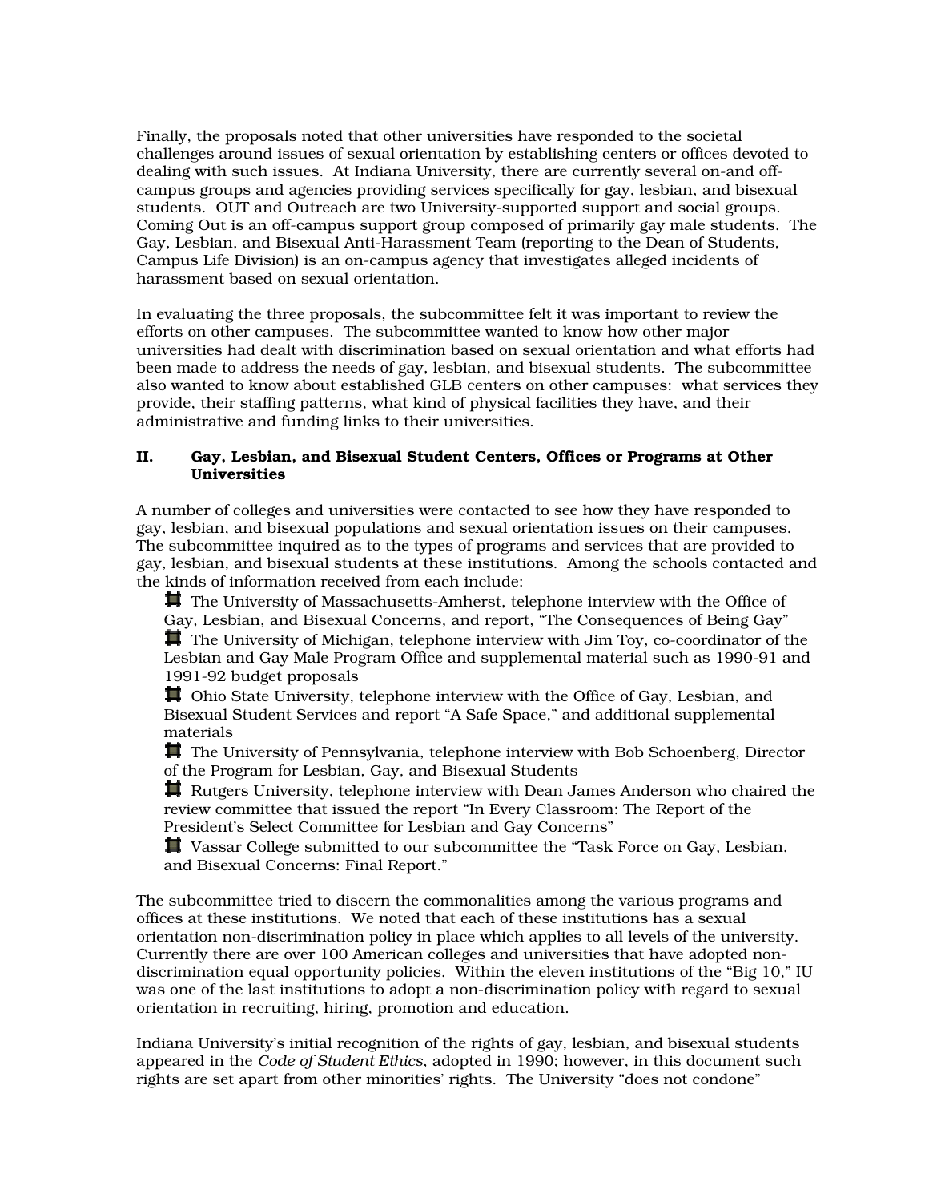Finally, the proposals noted that other universities have responded to the societal challenges around issues of sexual orientation by establishing centers or offices devoted to dealing with such issues. At Indiana University, there are currently several on-and off-campus groups and agencies providing services specifically for gay, lesbian, and bisexual students. OUT and Outreach are two University-supported support and social groups. Coming Out is an off-campus support group composed of primarily gay male students. The Gay, Lesbian, and Bisexual Anti-Harassment Team (reporting to the Dean of Students, Campus Life Division) is an on-campus agency that investigates alleged incidents of harassment based on sexual orientation.

In evaluating the three proposals, the subcommittee felt it was important to review the efforts on other campuses. The subcommittee wanted to know how other major universities had dealt with discrimination based on sexual orientation and what efforts had been made to address the needs of gay, lesbian, and bisexual students. The subcommittee also wanted to know about established GLB centers on other campuses: what services they provide, their staffing patterns, what kind of physical facilities they have, and their administrative and funding links to their universities.

## II. Gay, Lesbian, and Bisexual Student Centers, Offices or Programs at Other Universities

A number of colleges and universities were contacted to see how they have responded to gay, lesbian, and bisexual populations and sexual orientation issues on their campuses. The subcommittee inquired as to the types of programs and services that are provided to gay, lesbian, and bisexual students at these institutions. Among the schools contacted and the kinds of information received from each include:

- The University of Massachusetts-Amherst, telephone interview with the Office of Gay, Lesbian, and Bisexual Concerns, and report, "The Consequences of Being Gay"
- The University of Michigan, telephone interview with Jim Toy, co-coordinator of the Lesbian and Gay Male Program Office and supplemental material such as 1990-91 and 1991-92 budget proposals
- Ohio State University, telephone interview with the Office of Gay, Lesbian, and Bisexual Student Services and report "A Safe Space," and additional supplemental materials
- The University of Pennsylvania, telephone interview with Bob Schoenberg, Director of the Program for Lesbian, Gay, and Bisexual Students
- Rutgers University, telephone interview with Dean James Anderson who chaired the review committee that issued the report "In Every Classroom: The Report of the President's Select Committee for Lesbian and Gay Concerns"
- Vassar College submitted to our subcommittee the "Task Force on Gay, Lesbian, and Bisexual Concerns: Final Report."

The subcommittee tried to discern the commonalities among the various programs and offices at these institutions. We noted that each of these institutions has a sexual orientation non-discrimination policy in place which applies to all levels of the university. Currently there are over 100 American colleges and universities that have adopted non-discrimination equal opportunity policies. Within the eleven institutions of the "Big 10," IU was one of the last institutions to adopt a non-discrimination policy with regard to sexual orientation in recruiting, hiring, promotion and education.

Indiana University's initial recognition of the rights of gay, lesbian, and bisexual students appeared in the *Code of Student Ethics*, adopted in 1990; however, in this document such rights are set apart from other minorities' rights. The University "does not condone"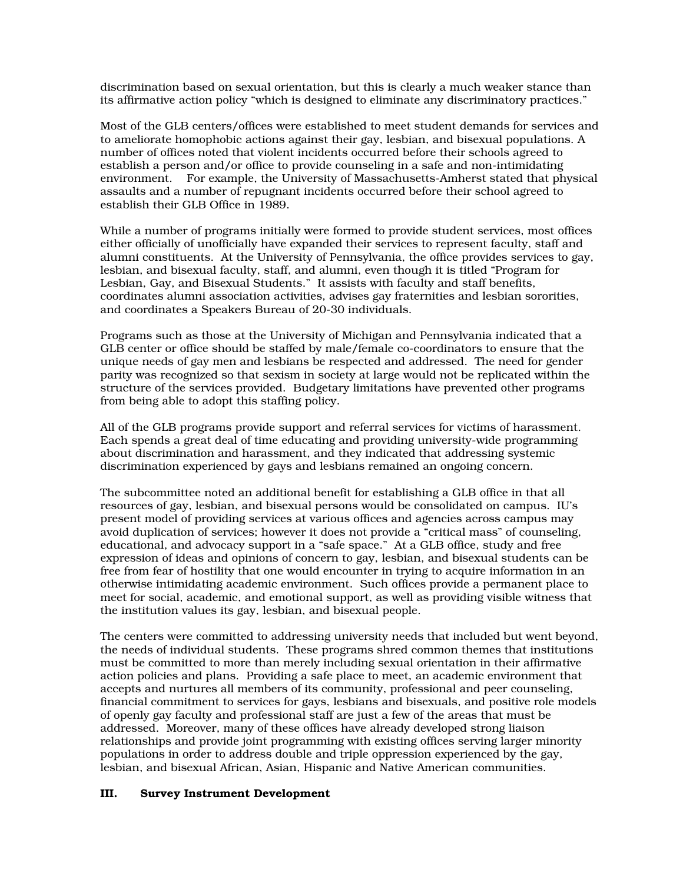discrimination based on sexual orientation, but this is clearly a much weaker stance than its affirmative action policy "which is designed to eliminate any discriminatory practices."

Most of the GLB centers/offices were established to meet student demands for services and to ameliorate homophobic actions against their gay, lesbian, and bisexual populations. A number of offices noted that violent incidents occurred before their schools agreed to establish a person and/or office to provide counseling in a safe and non-intimidating environment. For example, the University of Massachusetts-Amherst stated that physical assaults and a number of repugnant incidents occurred before their school agreed to establish their GLB Office in 1989.

While a number of programs initially were formed to provide student services, most offices either officially of unofficially have expanded their services to represent faculty, staff and alumni constituents. At the University of Pennsylvania, the office provides services to gay, lesbian, and bisexual faculty, staff, and alumni, even though it is titled "Program for Lesbian, Gay, and Bisexual Students." It assists with faculty and staff benefits, coordinates alumni association activities, advises gay fraternities and lesbian sororities, and coordinates a Speakers Bureau of 20-30 individuals.

Programs such as those at the University of Michigan and Pennsylvania indicated that a GLB center or office should be staffed by male/female co-coordinators to ensure that the unique needs of gay men and lesbians be respected and addressed. The need for gender parity was recognized so that sexism in society at large would not be replicated within the structure of the services provided. Budgetary limitations have prevented other programs from being able to adopt this staffing policy.

All of the GLB programs provide support and referral services for victims of harassment. Each spends a great deal of time educating and providing university-wide programming about discrimination and harassment, and they indicated that addressing systemic discrimination experienced by gays and lesbians remained an ongoing concern.

The subcommittee noted an additional benefit for establishing a GLB office in that all resources of gay, lesbian, and bisexual persons would be consolidated on campus. IU's present model of providing services at various offices and agencies across campus may avoid duplication of services; however it does not provide a "critical mass" of counseling, educational, and advocacy support in a "safe space." At a GLB office, study and free expression of ideas and opinions of concern to gay, lesbian, and bisexual students can be free from fear of hostility that one would encounter in trying to acquire information in an otherwise intimidating academic environment. Such offices provide a permanent place to meet for social, academic, and emotional support, as well as providing visible witness that the institution values its gay, lesbian, and bisexual people.

The centers were committed to addressing university needs that included but went beyond, the needs of individual students. These programs shred common themes that institutions must be committed to more than merely including sexual orientation in their affirmative action policies and plans. Providing a safe place to meet, an academic environment that accepts and nurtures all members of its community, professional and peer counseling, financial commitment to services for gays, lesbians and bisexuals, and positive role models of openly gay faculty and professional staff are just a few of the areas that must be addressed. Moreover, many of these offices have already developed strong liaison relationships and provide joint programming with existing offices serving larger minority populations in order to address double and triple oppression experienced by the gay, lesbian, and bisexual African, Asian, Hispanic and Native American communities.

## III. Survey Instrument Development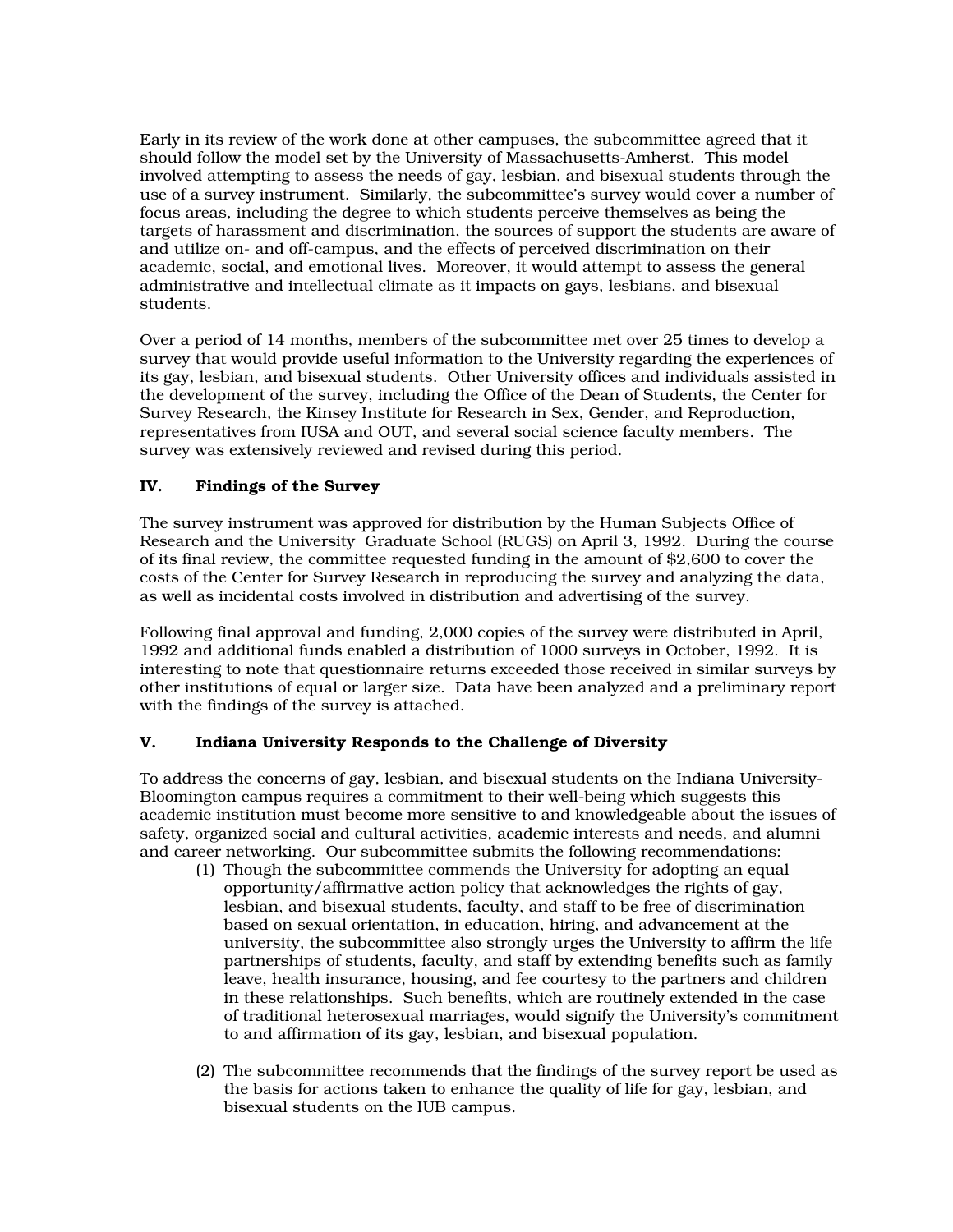Early in its review of the work done at other campuses, the subcommittee agreed that it should follow the model set by the University of Massachusetts-Amherst. This model involved attempting to assess the needs of gay, lesbian, and bisexual students through the use of a survey instrument. Similarly, the subcommittee's survey would cover a number of focus areas, including the degree to which students perceive themselves as being the targets of harassment and discrimination, the sources of support the students are aware of and utilize on- and off-campus, and the effects of perceived discrimination on their academic, social, and emotional lives. Moreover, it would attempt to assess the general administrative and intellectual climate as it impacts on gays, lesbians, and bisexual students.

Over a period of 14 months, members of the subcommittee met over 25 times to develop a survey that would provide useful information to the University regarding the experiences of its gay, lesbian, and bisexual students. Other University offices and individuals assisted in the development of the survey, including the Office of the Dean of Students, the Center for Survey Research, the Kinsey Institute for Research in Sex, Gender, and Reproduction, representatives from IUSA and OUT, and several social science faculty members. The survey was extensively reviewed and revised during this period.

## IV. Findings of the Survey

The survey instrument was approved for distribution by the Human Subjects Office of Research and the University Graduate School (RUGS) on April 3, 1992. During the course of its final review, the committee requested funding in the amount of $2,600 to cover the costs of the Center for Survey Research in reproducing the survey and analyzing the data, as well as incidental costs involved in distribution and advertising of the survey.

Following final approval and funding, 2,000 copies of the survey were distributed in April, 1992 and additional funds enabled a distribution of 1000 surveys in October, 1992. It is interesting to note that questionnaire returns exceeded those received in similar surveys by other institutions of equal or larger size. Data have been analyzed and a preliminary report with the findings of the survey is attached.

## V. Indiana University Responds to the Challenge of Diversity

To address the concerns of gay, lesbian, and bisexual students on the Indiana University-Bloomington campus requires a commitment to their well-being which suggests this academic institution must become more sensitive to and knowledgeable about the issues of safety, organized social and cultural activities, academic interests and needs, and alumni and career networking. Our subcommittee submits the following recommendations:

(1) Though the subcommittee commends the University for adopting an equal opportunity/affirmative action policy that acknowledges the rights of gay, lesbian, and bisexual students, faculty, and staff to be free of discrimination based on sexual orientation, in education, hiring, and advancement at the university, the subcommittee also strongly urges the University to affirm the life partnerships of students, faculty, and staff by extending benefits such as family leave, health insurance, housing, and fee courtesy to the partners and children in these relationships. Such benefits, which are routinely extended in the case of traditional heterosexual marriages, would signify the University's commitment to and affirmation of its gay, lesbian, and bisexual population.

(2) The subcommittee recommends that the findings of the survey report be used as the basis for actions taken to enhance the quality of life for gay, lesbian, and bisexual students on the IUB campus.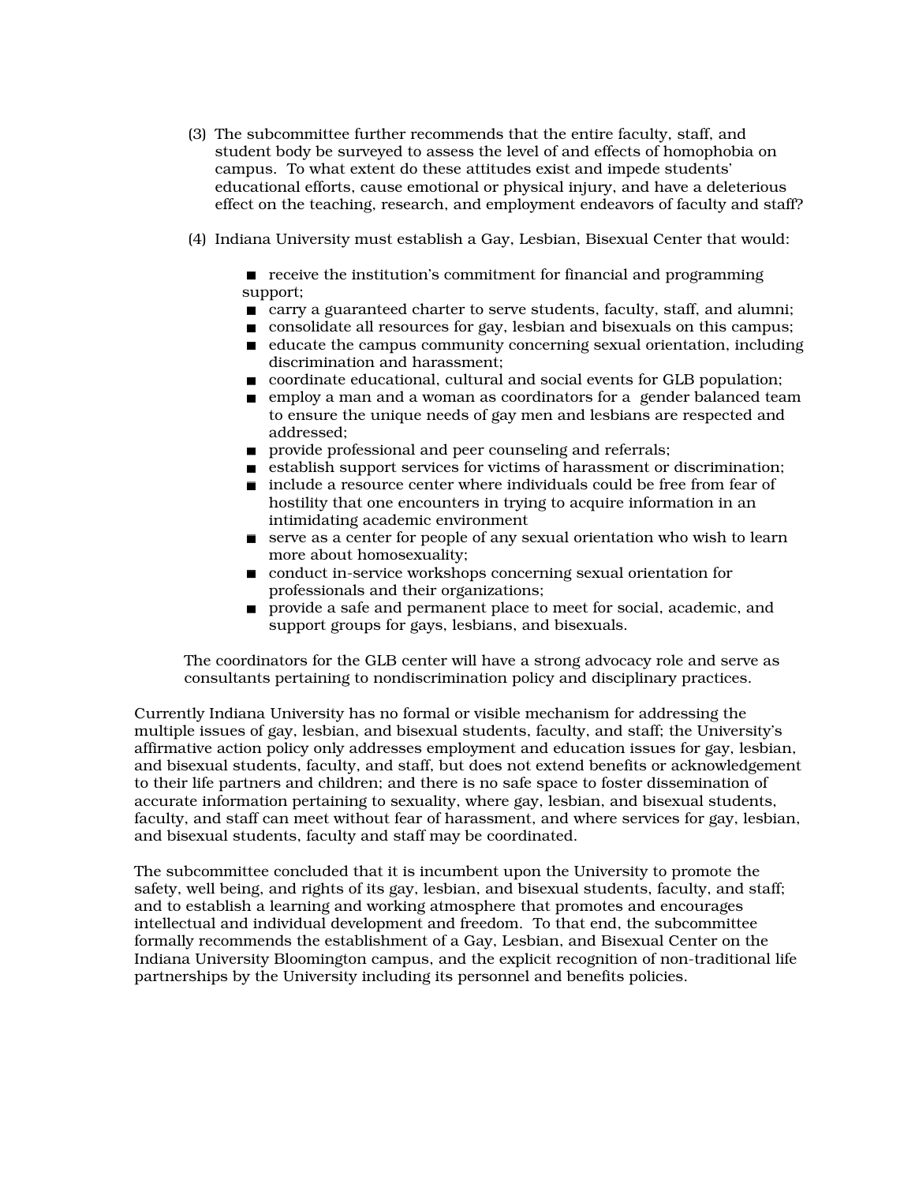(3) The subcommittee further recommends that the entire faculty, staff, and student body be surveyed to assess the level of and effects of homophobia on campus. To what extent do these attitudes exist and impede students' educational efforts, cause emotional or physical injury, and have a deleterious effect on the teaching, research, and employment endeavors of faculty and staff?

(4) Indiana University must establish a Gay, Lesbian, Bisexual Center that would:

- receive the institution's commitment for financial and programming support;
- carry a guaranteed charter to serve students, faculty, staff, and alumni;
- consolidate all resources for gay, lesbian and bisexuals on this campus;
- educate the campus community concerning sexual orientation, including discrimination and harassment;
- coordinate educational, cultural and social events for GLB population;
- employ a man and a woman as coordinators for a gender balanced team to ensure the unique needs of gay men and lesbians are respected and addressed;
- provide professional and peer counseling and referrals;
- establish support services for victims of harassment or discrimination;
- include a resource center where individuals could be free from fear of hostility that one encounters in trying to acquire information in an intimidating academic environment
- serve as a center for people of any sexual orientation who wish to learn more about homosexuality;
- conduct in-service workshops concerning sexual orientation for professionals and their organizations;
- provide a safe and permanent place to meet for social, academic, and support groups for gays, lesbians, and bisexuals.

The coordinators for the GLB center will have a strong advocacy role and serve as consultants pertaining to nondiscrimination policy and disciplinary practices.

Currently Indiana University has no formal or visible mechanism for addressing the multiple issues of gay, lesbian, and bisexual students, faculty, and staff; the University's affirmative action policy only addresses employment and education issues for gay, lesbian, and bisexual students, faculty, and staff, but does not extend benefits or acknowledgement to their life partners and children; and there is no safe space to foster dissemination of accurate information pertaining to sexuality, where gay, lesbian, and bisexual students, faculty, and staff can meet without fear of harassment, and where services for gay, lesbian, and bisexual students, faculty and staff may be coordinated.

The subcommittee concluded that it is incumbent upon the University to promote the safety, well being, and rights of its gay, lesbian, and bisexual students, faculty, and staff; and to establish a learning and working atmosphere that promotes and encourages intellectual and individual development and freedom. To that end, the subcommittee formally recommends the establishment of a Gay, Lesbian, and Bisexual Center on the Indiana University Bloomington campus, and the explicit recognition of non-traditional life partnerships by the University including its personnel and benefits policies.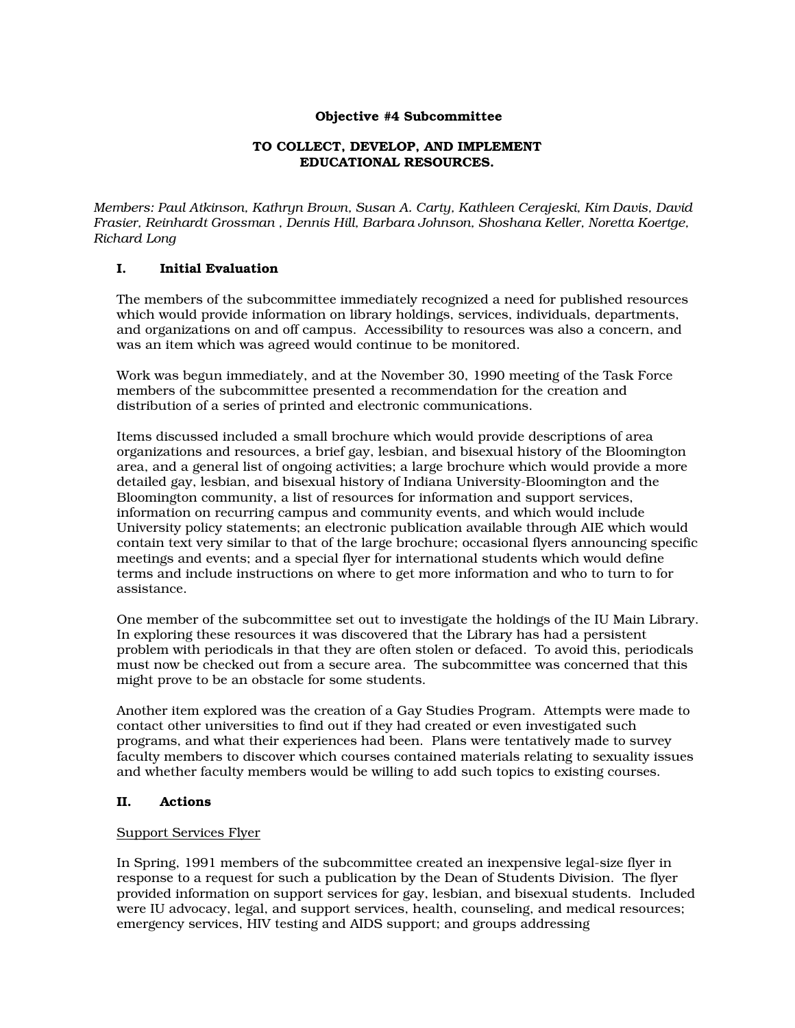**Objective #4 Subcommittee**

**TO COLLECT, DEVELOP, AND IMPLEMENT EDUCATIONAL RESOURCES.**

*Members: Paul Atkinson, Kathryn Brown, Susan A. Carty, Kathleen Cerajeski, Kim Davis, David Frasier, Reinhardt Grossman , Dennis Hill, Barbara Johnson, Shoshana Keller, Noretta Koertge, Richard Long*

## I. Initial Evaluation

The members of the subcommittee immediately recognized a need for published resources which would provide information on library holdings, services, individuals, departments, and organizations on and off campus. Accessibility to resources was also a concern, and was an item which was agreed would continue to be monitored.

Work was begun immediately, and at the November 30, 1990 meeting of the Task Force members of the subcommittee presented a recommendation for the creation and distribution of a series of printed and electronic communications.

Items discussed included a small brochure which would provide descriptions of area organizations and resources, a brief gay, lesbian, and bisexual history of the Bloomington area, and a general list of ongoing activities; a large brochure which would provide a more detailed gay, lesbian, and bisexual history of Indiana University-Bloomington and the Bloomington community, a list of resources for information and support services, information on recurring campus and community events, and which would include University policy statements; an electronic publication available through AIE which would contain text very similar to that of the large brochure; occasional flyers announcing specific meetings and events; and a special flyer for international students which would define terms and include instructions on where to get more information and who to turn to for assistance.

One member of the subcommittee set out to investigate the holdings of the IU Main Library. In exploring these resources it was discovered that the Library has had a persistent problem with periodicals in that they are often stolen or defaced. To avoid this, periodicals must now be checked out from a secure area. The subcommittee was concerned that this might prove to be an obstacle for some students.

Another item explored was the creation of a Gay Studies Program. Attempts were made to contact other universities to find out if they had created or even investigated such programs, and what their experiences had been. Plans were tentatively made to survey faculty members to discover which courses contained materials relating to sexuality issues and whether faculty members would be willing to add such topics to existing courses.

## II. Actions

<u>Support Services Flyer</u>

In Spring, 1991 members of the subcommittee created an inexpensive legal-size flyer in response to a request for such a publication by the Dean of Students Division. The flyer provided information on support services for gay, lesbian, and bisexual students. Included were IU advocacy, legal, and support services, health, counseling, and medical resources; emergency services, HIV testing and AIDS support; and groups addressing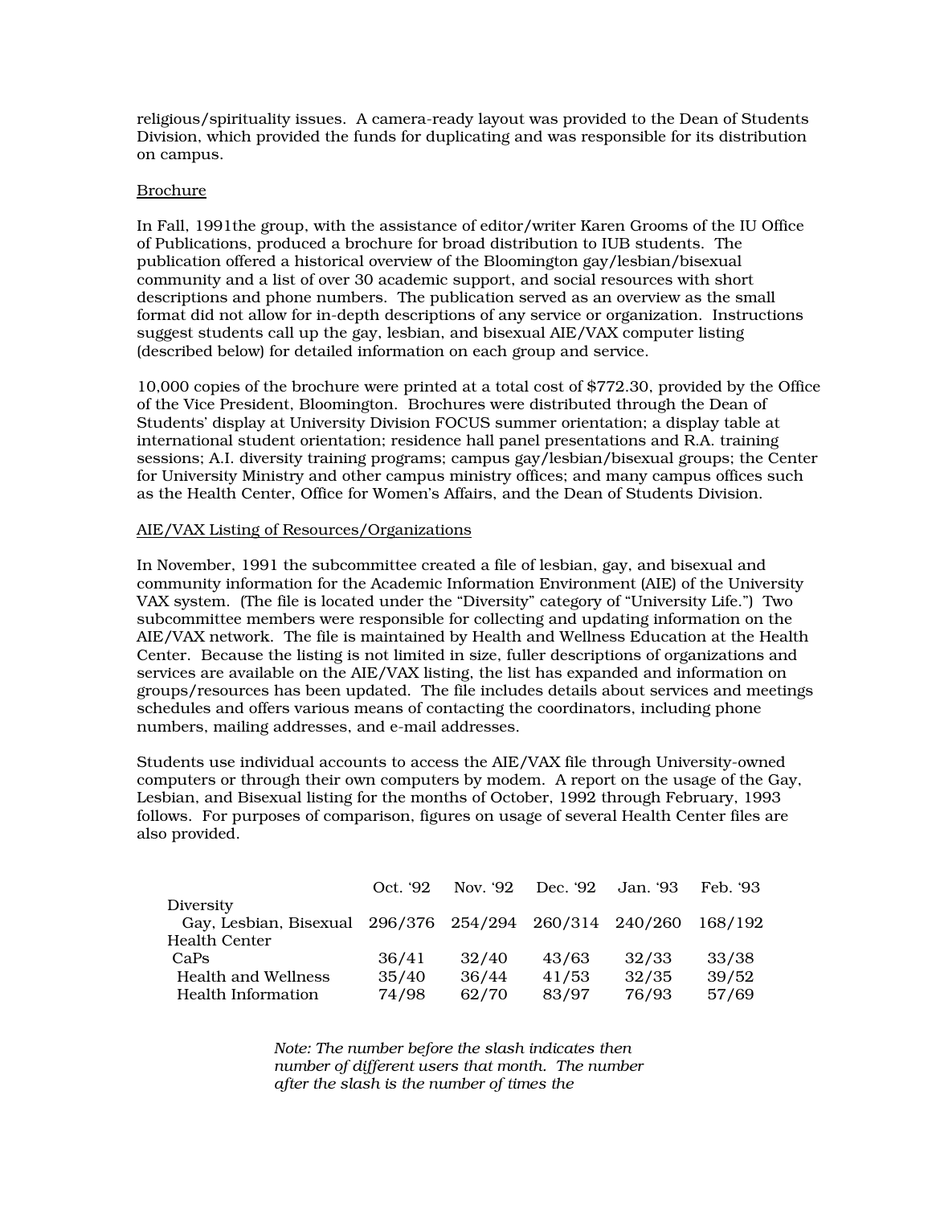religious/spirituality issues. A camera-ready layout was provided to the Dean of Students Division, which provided the funds for duplicating and was responsible for its distribution on campus.

Brochure

In Fall, 1991the group, with the assistance of editor/writer Karen Grooms of the IU Office of Publications, produced a brochure for broad distribution to IUB students. The publication offered a historical overview of the Bloomington gay/lesbian/bisexual community and a list of over 30 academic support, and social resources with short descriptions and phone numbers. The publication served as an overview as the small format did not allow for in-depth descriptions of any service or organization. Instructions suggest students call up the gay, lesbian, and bisexual AIE/VAX computer listing (described below) for detailed information on each group and service.

10,000 copies of the brochure were printed at a total cost of $772.30, provided by the Office of the Vice President, Bloomington. Brochures were distributed through the Dean of Students' display at University Division FOCUS summer orientation; a display table at international student orientation; residence hall panel presentations and R.A. training sessions; A.I. diversity training programs; campus gay/lesbian/bisexual groups; the Center for University Ministry and other campus ministry offices; and many campus offices such as the Health Center, Office for Women's Affairs, and the Dean of Students Division.

AIE/VAX Listing of Resources/Organizations

In November, 1991 the subcommittee created a file of lesbian, gay, and bisexual and community information for the Academic Information Environment (AIE) of the University VAX system. (The file is located under the "Diversity" category of "University Life.") Two subcommittee members were responsible for collecting and updating information on the AIE/VAX network. The file is maintained by Health and Wellness Education at the Health Center. Because the listing is not limited in size, fuller descriptions of organizations and services are available on the AIE/VAX listing, the list has expanded and information on groups/resources has been updated. The file includes details about services and meetings schedules and offers various means of contacting the coordinators, including phone numbers, mailing addresses, and e-mail addresses.

Students use individual accounts to access the AIE/VAX file through University-owned computers or through their own computers by modem. A report on the usage of the Gay, Lesbian, and Bisexual listing for the months of October, 1992 through February, 1993 follows. For purposes of comparison, figures on usage of several Health Center files are also provided.

| | Oct. '92 | Nov. '92 | Dec. '92 | Jan. '93 | Feb. '93 |
|---|---|---|---|---|---|
| Diversity | | | | | |
| Gay, Lesbian, Bisexual | 296/376 | 254/294 | 260/314 | 240/260 | 168/192 |
| Health Center | | | | | |
| CaPs | 36/41 | 32/40 | 43/63 | 32/33 | 33/38 |
| Health and Wellness | 35/40 | 36/44 | 41/53 | 32/35 | 39/52 |
| Health Information | 74/98 | 62/70 | 83/97 | 76/93 | 57/69 |

*Note: The number before the slash indicates then number of different users that month. The number after the slash is the number of times the*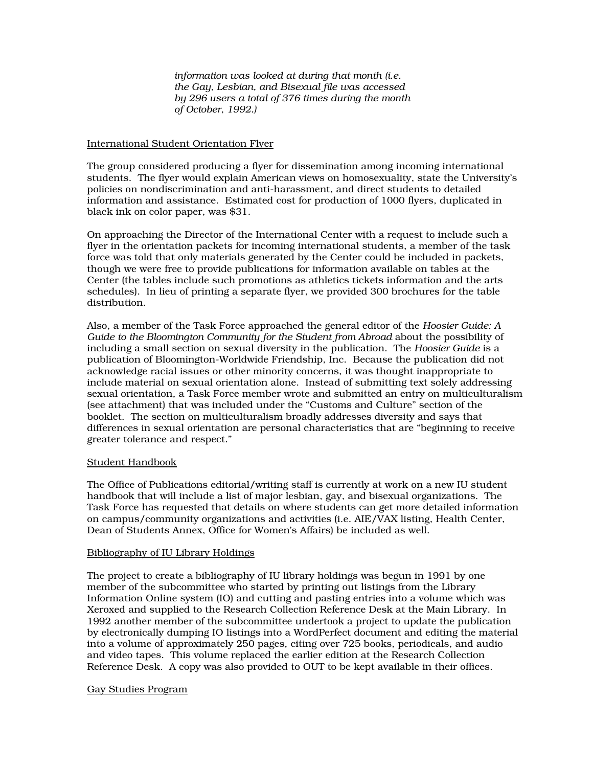*information was looked at during that month (i.e. the Gay, Lesbian, and Bisexual file was accessed by 296 users a total of 376 times during the month of October, 1992.)*

International Student Orientation Flyer

The group considered producing a flyer for dissemination among incoming international students. The flyer would explain American views on homosexuality, state the University's policies on nondiscrimination and anti-harassment, and direct students to detailed information and assistance. Estimated cost for production of 1000 flyers, duplicated in black ink on color paper, was $31.

On approaching the Director of the International Center with a request to include such a flyer in the orientation packets for incoming international students, a member of the task force was told that only materials generated by the Center could be included in packets, though we were free to provide publications for information available on tables at the Center (the tables include such promotions as athletics tickets information and the arts schedules). In lieu of printing a separate flyer, we provided 300 brochures for the table distribution.

Also, a member of the Task Force approached the general editor of the *Hoosier Guide: A Guide to the Bloomington Community for the Student from Abroad* about the possibility of including a small section on sexual diversity in the publication. The *Hoosier Guide* is a publication of Bloomington-Worldwide Friendship, Inc. Because the publication did not acknowledge racial issues or other minority concerns, it was thought inappropriate to include material on sexual orientation alone. Instead of submitting text solely addressing sexual orientation, a Task Force member wrote and submitted an entry on multiculturalism (see attachment) that was included under the "Customs and Culture" section of the booklet. The section on multiculturalism broadly addresses diversity and says that differences in sexual orientation are personal characteristics that are "beginning to receive greater tolerance and respect."

Student Handbook

The Office of Publications editorial/writing staff is currently at work on a new IU student handbook that will include a list of major lesbian, gay, and bisexual organizations. The Task Force has requested that details on where students can get more detailed information on campus/community organizations and activities (i.e. AIE/VAX listing, Health Center, Dean of Students Annex, Office for Women's Affairs) be included as well.

Bibliography of IU Library Holdings

The project to create a bibliography of IU library holdings was begun in 1991 by one member of the subcommittee who started by printing out listings from the Library Information Online system (IO) and cutting and pasting entries into a volume which was Xeroxed and supplied to the Research Collection Reference Desk at the Main Library. In 1992 another member of the subcommittee undertook a project to update the publication by electronically dumping IO listings into a WordPerfect document and editing the material into a volume of approximately 250 pages, citing over 725 books, periodicals, and audio and video tapes. This volume replaced the earlier edition at the Research Collection Reference Desk. A copy was also provided to OUT to be kept available in their offices.

Gay Studies Program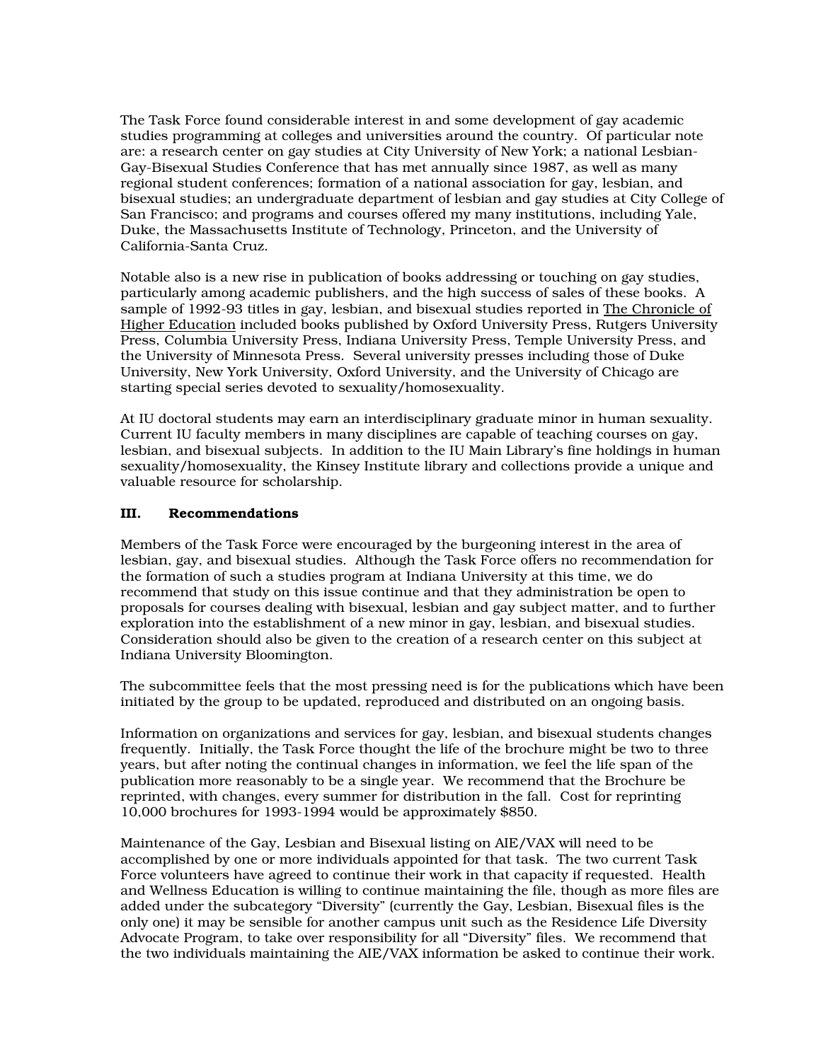The Task Force found considerable interest in and some development of gay academic studies programming at colleges and universities around the country. Of particular note are: a research center on gay studies at City University of New York; a national Lesbian-Gay-Bisexual Studies Conference that has met annually since 1987, as well as many regional student conferences; formation of a national association for gay, lesbian, and bisexual studies; an undergraduate department of lesbian and gay studies at City College of San Francisco; and programs and courses offered my many institutions, including Yale, Duke, the Massachusetts Institute of Technology, Princeton, and the University of California-Santa Cruz.

Notable also is a new rise in publication of books addressing or touching on gay studies, particularly among academic publishers, and the high success of sales of these books. A sample of 1992-93 titles in gay, lesbian, and bisexual studies reported in The Chronicle of Higher Education included books published by Oxford University Press, Rutgers University Press, Columbia University Press, Indiana University Press, Temple University Press, and the University of Minnesota Press. Several university presses including those of Duke University, New York University, Oxford University, and the University of Chicago are starting special series devoted to sexuality/homosexuality.

At IU doctoral students may earn an interdisciplinary graduate minor in human sexuality. Current IU faculty members in many disciplines are capable of teaching courses on gay, lesbian, and bisexual subjects. In addition to the IU Main Library's fine holdings in human sexuality/homosexuality, the Kinsey Institute library and collections provide a unique and valuable resource for scholarship.

## III. Recommendations

Members of the Task Force were encouraged by the burgeoning interest in the area of lesbian, gay, and bisexual studies. Although the Task Force offers no recommendation for the formation of such a studies program at Indiana University at this time, we do recommend that study on this issue continue and that they administration be open to proposals for courses dealing with bisexual, lesbian and gay subject matter, and to further exploration into the establishment of a new minor in gay, lesbian, and bisexual studies. Consideration should also be given to the creation of a research center on this subject at Indiana University Bloomington.

The subcommittee feels that the most pressing need is for the publications which have been initiated by the group to be updated, reproduced and distributed on an ongoing basis.

Information on organizations and services for gay, lesbian, and bisexual students changes frequently. Initially, the Task Force thought the life of the brochure might be two to three years, but after noting the continual changes in information, we feel the life span of the publication more reasonably to be a single year. We recommend that the Brochure be reprinted, with changes, every summer for distribution in the fall. Cost for reprinting 10,000 brochures for 1993-1994 would be approximately $850.

Maintenance of the Gay, Lesbian and Bisexual listing on AIE/VAX will need to be accomplished by one or more individuals appointed for that task. The two current Task Force volunteers have agreed to continue their work in that capacity if requested. Health and Wellness Education is willing to continue maintaining the file, though as more files are added under the subcategory "Diversity" (currently the Gay, Lesbian, Bisexual files is the only one) it may be sensible for another campus unit such as the Residence Life Diversity Advocate Program, to take over responsibility for all "Diversity" files. We recommend that the two individuals maintaining the AIE/VAX information be asked to continue their work.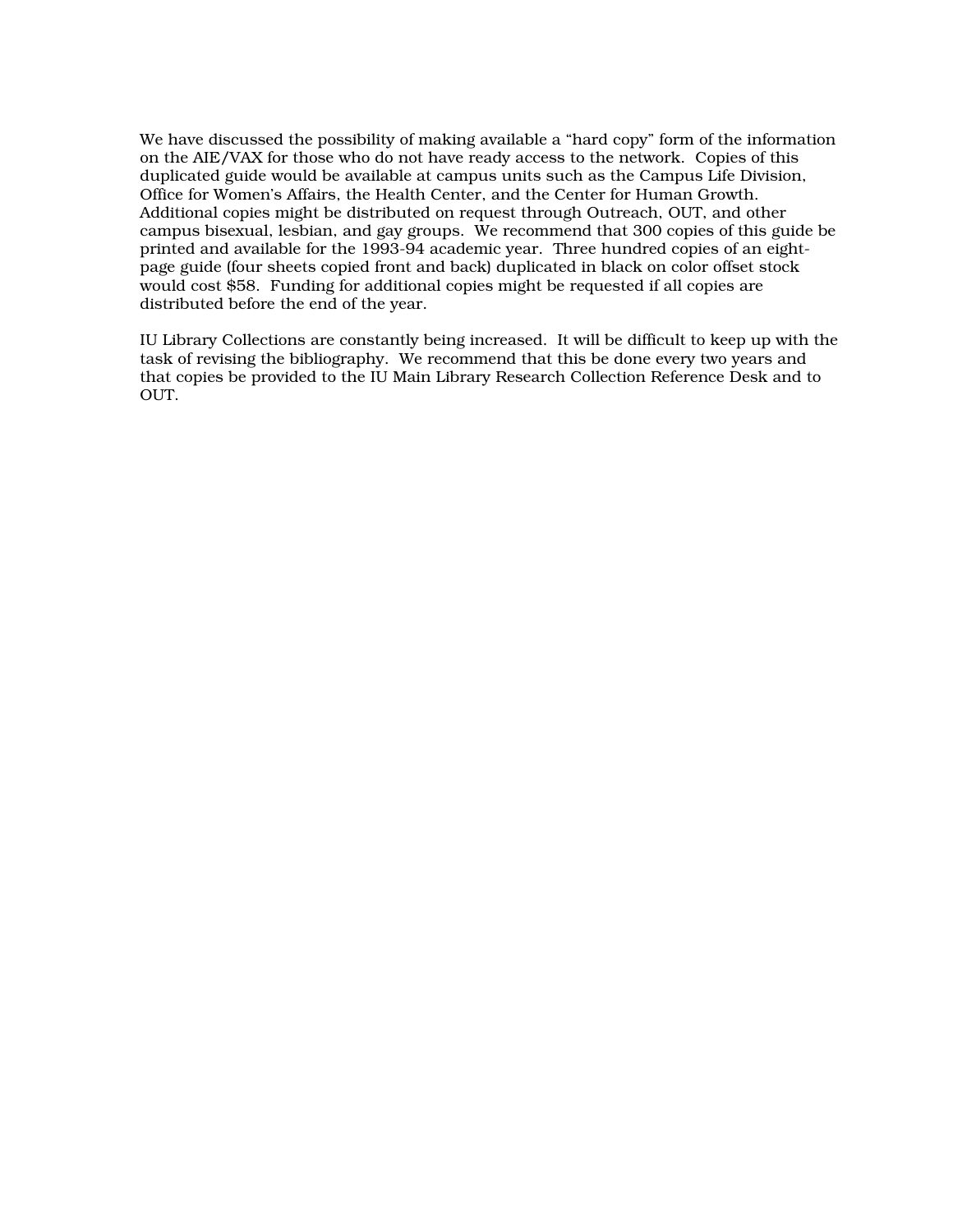We have discussed the possibility of making available a "hard copy" form of the information on the AIE/VAX for those who do not have ready access to the network. Copies of this duplicated guide would be available at campus units such as the Campus Life Division, Office for Women's Affairs, the Health Center, and the Center for Human Growth. Additional copies might be distributed on request through Outreach, OUT, and other campus bisexual, lesbian, and gay groups. We recommend that 300 copies of this guide be printed and available for the 1993-94 academic year. Three hundred copies of an eight-page guide (four sheets copied front and back) duplicated in black on color offset stock would cost $58. Funding for additional copies might be requested if all copies are distributed before the end of the year.

IU Library Collections are constantly being increased. It will be difficult to keep up with the task of revising the bibliography. We recommend that this be done every two years and that copies be provided to the IU Main Library Research Collection Reference Desk and to OUT.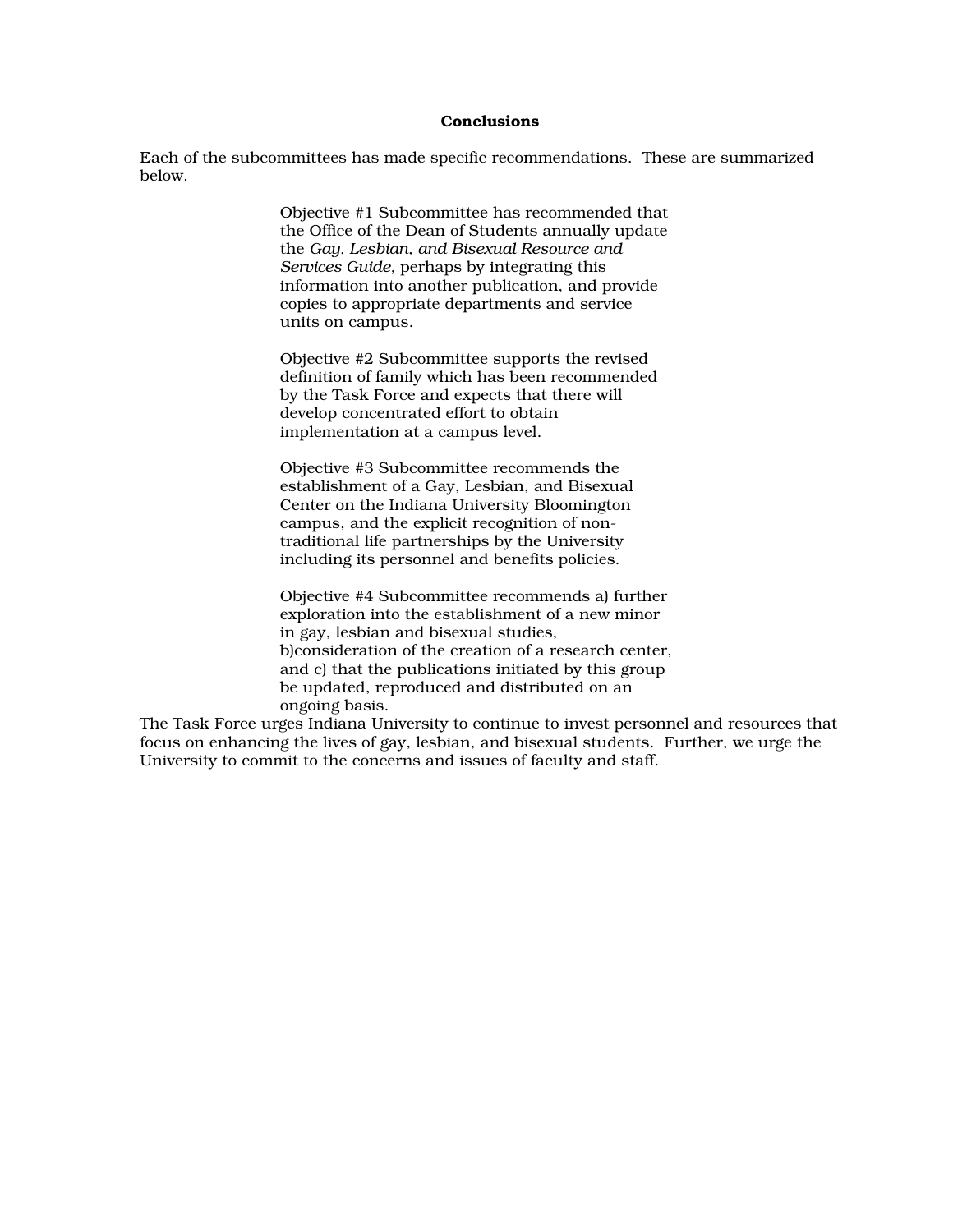## Conclusions

Each of the subcommittees has made specific recommendations. These are summarized below.

> Objective #1 Subcommittee has recommended that the Office of the Dean of Students annually update the *Gay, Lesbian, and Bisexual Resource and Services Guide,* perhaps by integrating this information into another publication, and provide copies to appropriate departments and service units on campus.
>
> Objective #2 Subcommittee supports the revised definition of family which has been recommended by the Task Force and expects that there will develop concentrated effort to obtain implementation at a campus level.
>
> Objective #3 Subcommittee recommends the establishment of a Gay, Lesbian, and Bisexual Center on the Indiana University Bloomington campus, and the explicit recognition of non-traditional life partnerships by the University including its personnel and benefits policies.
>
> Objective #4 Subcommittee recommends a) further exploration into the establishment of a new minor in gay, lesbian and bisexual studies, b)consideration of the creation of a research center, and c) that the publications initiated by this group be updated, reproduced and distributed on an ongoing basis.

The Task Force urges Indiana University to continue to invest personnel and resources that focus on enhancing the lives of gay, lesbian, and bisexual students. Further, we urge the University to commit to the concerns and issues of faculty and staff.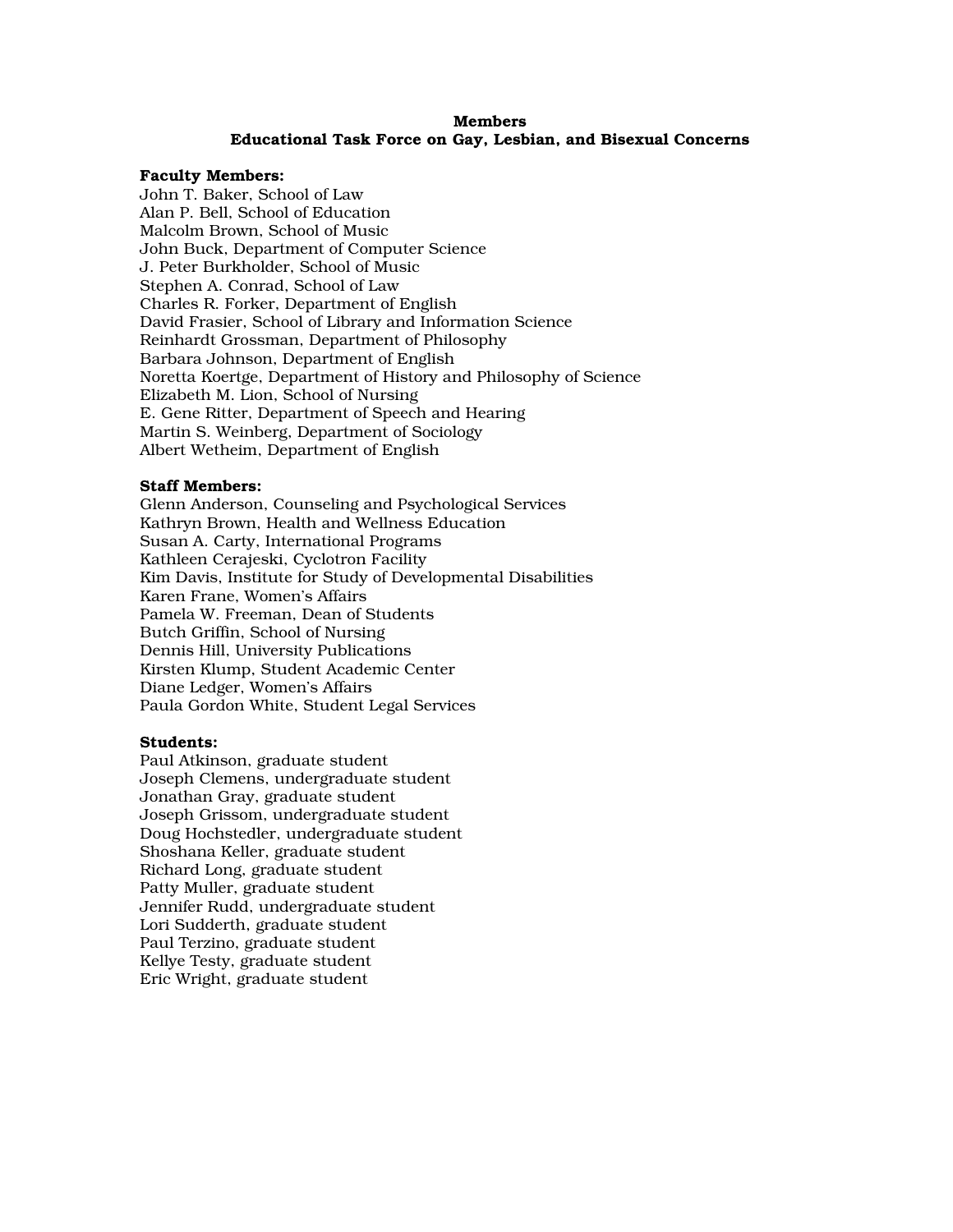**Members**
**Educational Task Force on Gay, Lesbian, and Bisexual Concerns**

**Faculty Members:**
John T. Baker, School of Law
Alan P. Bell, School of Education
Malcolm Brown, School of Music
John Buck, Department of Computer Science
J. Peter Burkholder, School of Music
Stephen A. Conrad, School of Law
Charles R. Forker, Department of English
David Frasier, School of Library and Information Science
Reinhardt Grossman, Department of Philosophy
Barbara Johnson, Department of English
Noretta Koertge, Department of History and Philosophy of Science
Elizabeth M. Lion, School of Nursing
E. Gene Ritter, Department of Speech and Hearing
Martin S. Weinberg, Department of Sociology
Albert Wetheim, Department of English

**Staff Members:**
Glenn Anderson, Counseling and Psychological Services
Kathryn Brown, Health and Wellness Education
Susan A. Carty, International Programs
Kathleen Cerajeski, Cyclotron Facility
Kim Davis, Institute for Study of Developmental Disabilities
Karen Frane, Women's Affairs
Pamela W. Freeman, Dean of Students
Butch Griffin, School of Nursing
Dennis Hill, University Publications
Kirsten Klump, Student Academic Center
Diane Ledger, Women's Affairs
Paula Gordon White, Student Legal Services

**Students:**
Paul Atkinson, graduate student
Joseph Clemens, undergraduate student
Jonathan Gray, graduate student
Joseph Grissom, undergraduate student
Doug Hochstedler, undergraduate student
Shoshana Keller, graduate student
Richard Long, graduate student
Patty Muller, graduate student
Jennifer Rudd, undergraduate student
Lori Sudderth, graduate student
Paul Terzino, graduate student
Kellye Testy, graduate student
Eric Wright, graduate student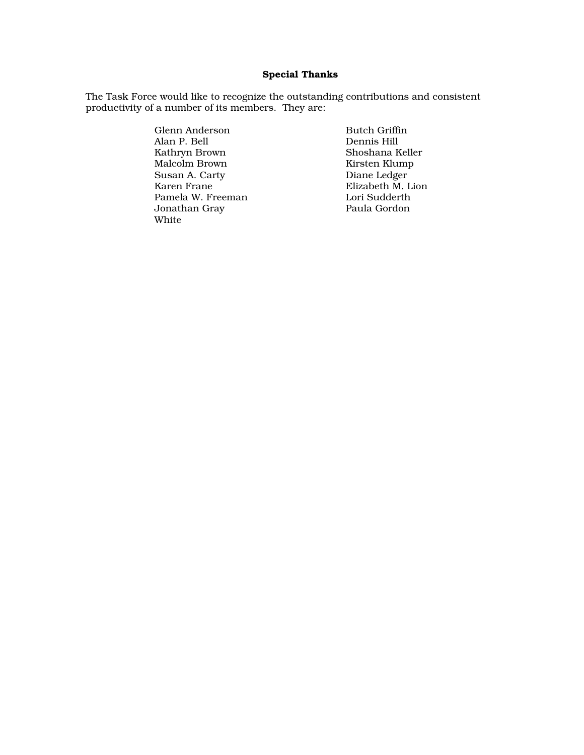**Special Thanks**

The Task Force would like to recognize the outstanding contributions and consistent productivity of a number of its members. They are:

Glenn Anderson
Alan P. Bell
Kathryn Brown
Malcolm Brown
Susan A. Carty
Karen Frane
Pamela W. Freeman
Jonathan Gray
White
Butch Griffin
Dennis Hill
Shoshana Keller
Kirsten Klump
Diane Ledger
Elizabeth M. Lion
Lori Sudderth
Paula Gordon